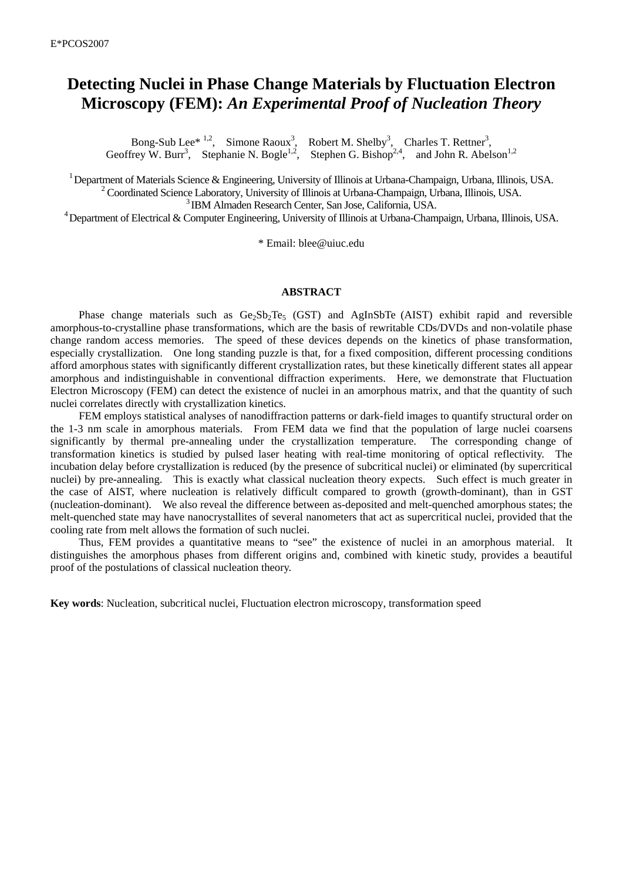# Detecting Nuclei in Phase Change Materials by Fluctuation Electron Microscopy (FEM): *An Experimental Proof of Nucleation Theory*

Bong-Sub Lee*[1,2], Simone Raoux[3], Robert M. Shelby[3], Charles T. Rettner[3], Geoffrey W. Burr[3], Stephanie N. Bogle[1,2], Stephen G. Bishop[2,4], and John R. Abelson[1,2]

[1] Department of Materials Science & Engineering, University of Illinois at Urbana-Champaign, Urbana, Illinois, USA.
[2] Coordinated Science Laboratory, University of Illinois at Urbana-Champaign, Urbana, Illinois, USA.
[3] IBM Almaden Research Center, San Jose, California, USA.
[4] Department of Electrical & Computer Engineering, University of Illinois at Urbana-Champaign, Urbana, Illinois, USA.

\* Email: blee@uiuc.edu

## ABSTRACT

Phase change materials such as $Ge_2Sb_2Te_5$ (GST) and AgInSbTe (AIST) exhibit rapid and reversible amorphous-to-crystalline phase transformations, which are the basis of rewritable CDs/DVDs and non-volatile phase change random access memories. The speed of these devices depends on the kinetics of phase transformation, especially crystallization. One long standing puzzle is that, for a fixed composition, different processing conditions afford amorphous states with significantly different crystallization rates, but these kinetically different states all appear amorphous and indistinguishable in conventional diffraction experiments. Here, we demonstrate that Fluctuation Electron Microscopy (FEM) can detect the existence of nuclei in an amorphous matrix, and that the quantity of such nuclei correlates directly with crystallization kinetics.

FEM employs statistical analyses of nanodiffraction patterns or dark-field images to quantify structural order on the 1-3 nm scale in amorphous materials. From FEM data we find that the population of large nuclei coarsens significantly by thermal pre-annealing under the crystallization temperature. The corresponding change of transformation kinetics is studied by pulsed laser heating with real-time monitoring of optical reflectivity. The incubation delay before crystallization is reduced (by the presence of subcritical nuclei) or eliminated (by supercritical nuclei) by pre-annealing. This is exactly what classical nucleation theory expects. Such effect is much greater in the case of AIST, where nucleation is relatively difficult compared to growth (growth-dominant), than in GST (nucleation-dominant). We also reveal the difference between as-deposited and melt-quenched amorphous states; the melt-quenched state may have nanocrystallites of several nanometers that act as supercritical nuclei, provided that the cooling rate from melt allows the formation of such nuclei.

Thus, FEM provides a quantitative means to "see" the existence of nuclei in an amorphous material. It distinguishes the amorphous phases from different origins and, combined with kinetic study, provides a beautiful proof of the postulations of classical nucleation theory.

**Key words**: Nucleation, subcritical nuclei, Fluctuation electron microscopy, transformation speed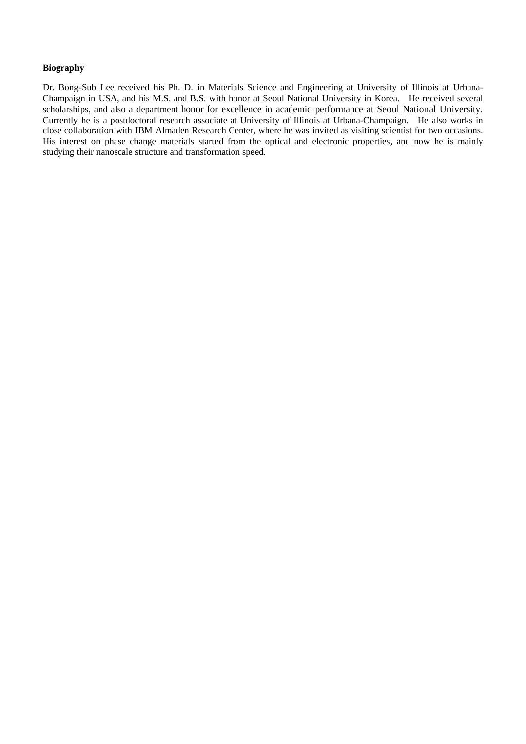**Biography**

Dr. Bong-Sub Lee received his Ph. D. in Materials Science and Engineering at University of Illinois at Urbana-Champaign in USA, and his M.S. and B.S. with honor at Seoul National University in Korea. He received several scholarships, and also a department honor for excellence in academic performance at Seoul National University. Currently he is a postdoctoral research associate at University of Illinois at Urbana-Champaign. He also works in close collaboration with IBM Almaden Research Center, where he was invited as visiting scientist for two occasions. His interest on phase change materials started from the optical and electronic properties, and now he is mainly studying their nanoscale structure and transformation speed.